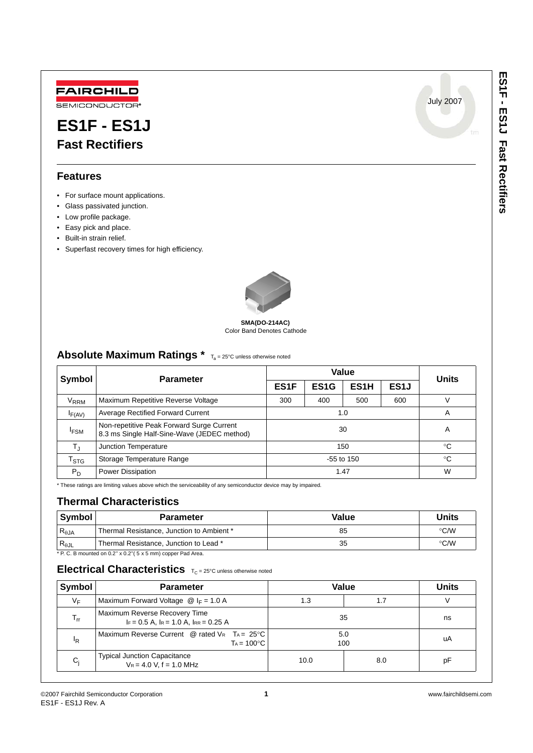FAIRCHILD SEMICONDUCTOR

July 2007

# ES1F - ES1J
## Fast Rectifiers

### Features

- For surface mount applications.
- Glass passivated junction.
- Low profile package.
- Easy pick and place.
- Built-in strain relief.
- Superfast recovery times for high efficiency.

**SMA(DO-214AC)**
Color Band Denotes Cathode

### Absolute Maximum Ratings * $T_a$ = 25°C unless otherwise noted

| Symbol | Parameter | Value | | | | Units |
|---|---|---|---|---|---|---|
| | | ES1F | ES1G | ES1H | ES1J | |
| $V_{RRM}$ | Maximum Repetitive Reverse Voltage | 300 | 400 | 500 | 600 | V |
| $I_{F(AV)}$ | Average Rectified Forward Current | 1.0 | | | | A |
| $I_{FSM}$ | Non-repetitive Peak Forward Surge Current 8.3 ms Single Half-Sine-Wave (JEDEC method) | 30 | | | | A |
| $T_J$ | Junction Temperature | 150 | | | | °C |
| $T_{STG}$ | Storage Temperature Range | -55 to 150 | | | | °C |
| $P_D$ | Power Dissipation | 1.47 | | | | W |

* These ratings are limiting values above which the serviceability of any semiconductor device may by impaired.

### Thermal Characteristics

| Symbol | Parameter | Value | Units |
|---|---|---|---|
| $R_{\theta JA}$ | Thermal Resistance, Junction to Ambient * | 85 | °C/W |
| $R_{\theta JL}$ | Thermal Resistance, Junction to Lead * | 35 | °C/W |

* P. C. B mounted on 0.2" x 0.2"( 5 x 5 mm) copper Pad Area.

### Electrical Characteristics $T_C$ = 25°C unless otherwise noted

| Symbol | Parameter | Value | | Units |
|---|---|---|---|---|
| $V_F$ | Maximum Forward Voltage @ $I_F$ = 1.0 A | 1.3 | 1.7 | V |
| $T_{rr}$ | Maximum Reverse Recovery Time $I_F$ = 0.5 A, $I_R$ = 1.0 A, $I_{RR}$ = 0.25 A | 35 | | ns |
| $I_R$ | Maximum Reverse Current @ rated $V_R$ $T_A$ = 25°C / $T_A$ = 100°C | 5.0 / 100 | | uA |
| $C_j$ | Typical Junction Capacitance $V_R$ = 4.0 V, f = 1.0 MHz | 10.0 | 8.0 | pF |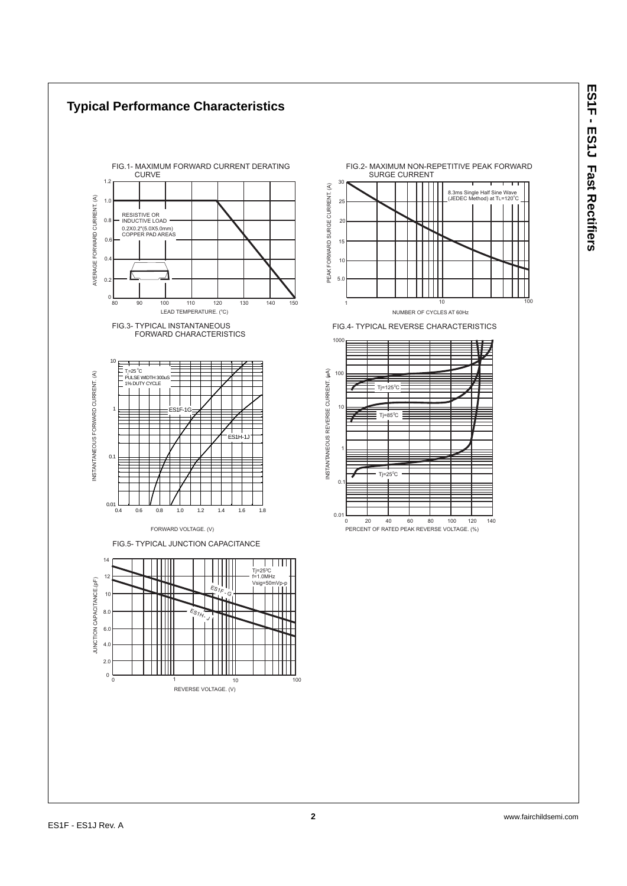# Typical Performance Characteristics

FIG.1- MAXIMUM FORWARD CURRENT DERATING CURVE

RESISTIVE OR INDUCTIVE LOAD

0.2X0.2"(5.0X5.0mm) COPPER PAD AREAS

AVERAGE FORWARD CURRENT. (A)

LEAD TEMPERATURE. (°C)

FIG.2- MAXIMUM NON-REPETITIVE PEAK FORWARD SURGE CURRENT

8.3ms Single Half Sine Wave (JEDEC Method) at TL=120°C

PEAK FORWARD SURGE CURRENT. (A)

NUMBER OF CYCLES AT 60Hz

FIG.3- TYPICAL INSTANTANEOUS FORWARD CHARACTERISTICS

$T_j$=25°C
PULSE WIDTH 300uS
1% DUTY CYCLE

ES1F-1G

ES1H-1J

INSTANTANEOUS FORWARD CURRENT. (A)

FORWARD VOLTAGE. (V)

FIG.4- TYPICAL REVERSE CHARACTERISTICS

Tj=125°C

Tj=85°C

Tj=25°C

INSTANTANEOUS REVERSE CURRENT. (μA)

PERCENT OF RATED PEAK REVERSE VOLTAGE. (%)

FIG.5- TYPICAL JUNCTION CAPACITANCE

Tj=25°C
f=1.0MHz
Vsig=50mVp-p

ES1F - G

ES1H - J

JUNCTION CAPACITANCE.(pF)

REVERSE VOLTAGE. (V)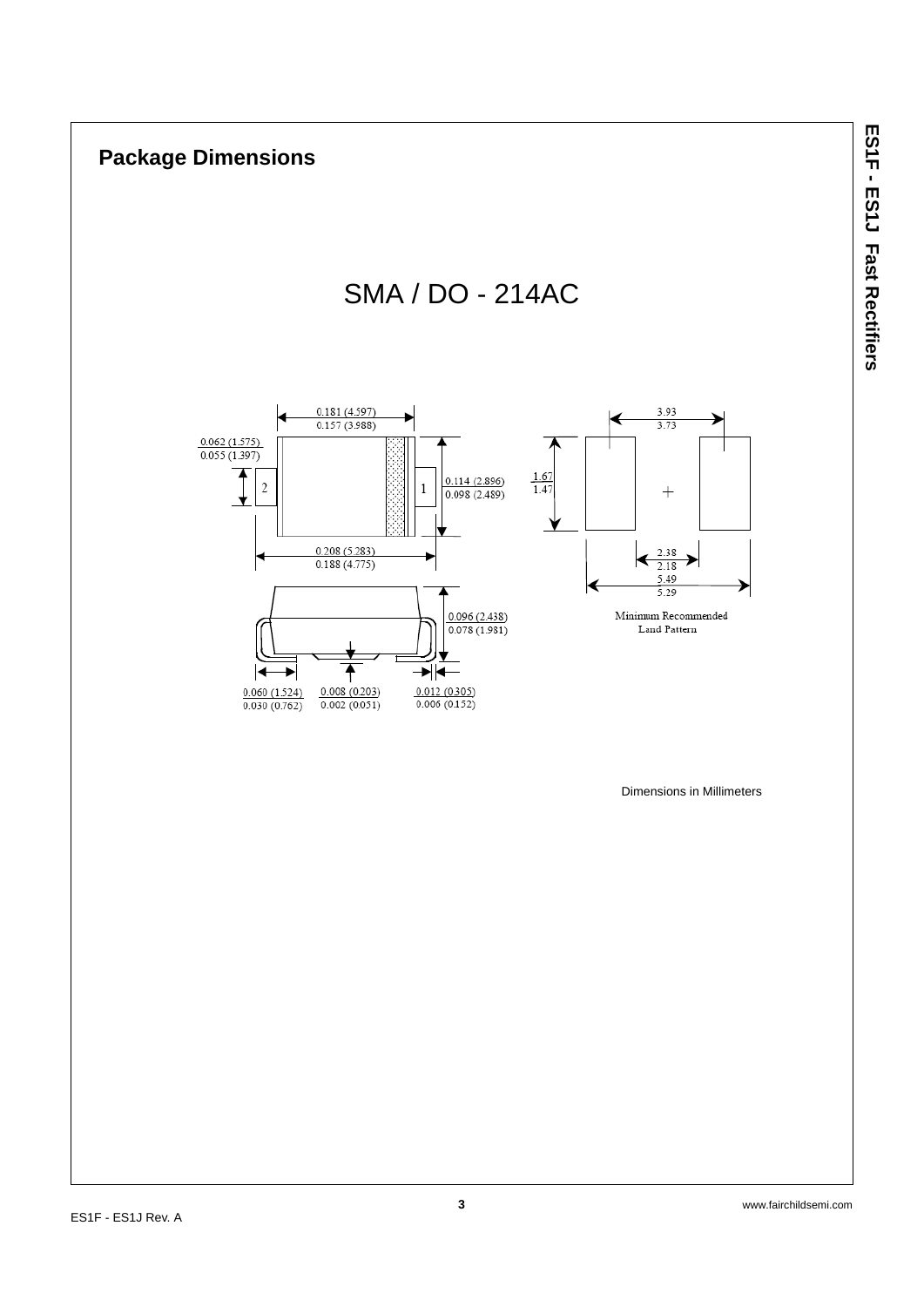## Package Dimensions

SMA / DO - 214AC

0.181 (4.597)
0.157 (3.988)

0.062 (1.575)
0.055 (1.397)

0.114 (2.896)
0.098 (2.489)

0.208 (5.283)
0.188 (4.775)

0.096 (2.438)
0.078 (1.981)

0.060 (1.524)
0.030 (0.762)

0.008 (0.203)
0.002 (0.051)

0.012 (0.305)
0.006 (0.152)

3.93
3.73

1.67
1.47

2.38
2.18

5.49
5.29

Minimum Recommended Land Pattern

Dimensions in Millimeters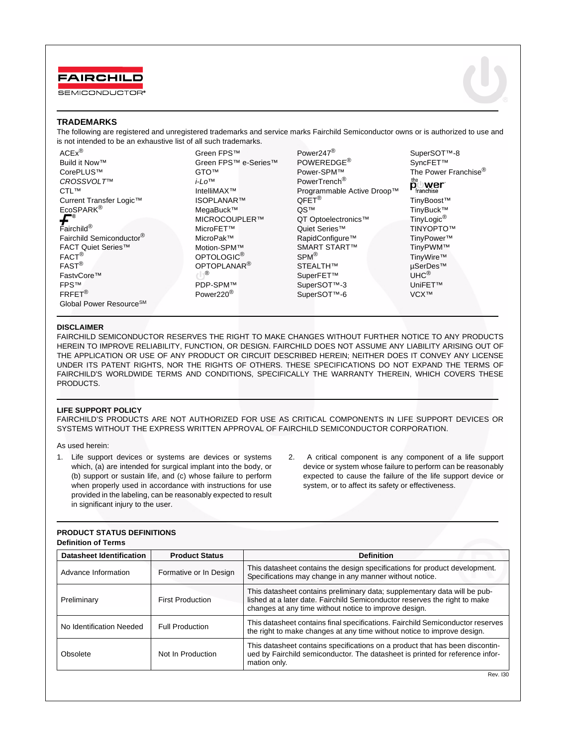FAIRCHILD
SEMICONDUCTOR®

## TRADEMARKS

The following are registered and unregistered trademarks and service marks Fairchild Semiconductor owns or is authorized to use and is not intended to be an exhaustive list of all such trademarks.

ACEx®
Build it Now™
CorePLUS™
*CROSSVOLT*™
CTL™
Current Transfer Logic™
EcoSPARK®
®
Fairchild®
Fairchild Semiconductor®
FACT Quiet Series™
FACT®
FAST®
FastvCore™
FPS™
FRFET®
Global Power Resource℠
Green FPS™
Green FPS™ e-Series™
GTO™
*i-Lo*™
IntelliMAX™
ISOPLANAR™
MegaBuck™
MICROCOUPLER™
MicroFET™
MicroPak™
Motion-SPM™
OPTOLOGIC®
OPTOPLANAR®
®
PDP-SPM™
Power220®
Power247®
POWEREDGE®
Power-SPM™
PowerTrench®
Programmable Active Droop™
QFET®
QS™
QT Optoelectronics™
Quiet Series™
RapidConfigure™
SMART START™
SPM®
STEALTH™
SuperFET™
SuperSOT™-3
SuperSOT™-6
SuperSOT™-8
SyncFET™
The Power Franchise®
the power franchise
TinyBoost™
TinyBuck™
TinyLogic®
TINYOPTO™
TinyPower™
TinyPWM™
TinyWire™
µSerDes™
UHC®
UniFET™
VCX™

### DISCLAIMER

FAIRCHILD SEMICONDUCTOR RESERVES THE RIGHT TO MAKE CHANGES WITHOUT FURTHER NOTICE TO ANY PRODUCTS HEREIN TO IMPROVE RELIABILITY, FUNCTION, OR DESIGN. FAIRCHILD DOES NOT ASSUME ANY LIABILITY ARISING OUT OF THE APPLICATION OR USE OF ANY PRODUCT OR CIRCUIT DESCRIBED HEREIN; NEITHER DOES IT CONVEY ANY LICENSE UNDER ITS PATENT RIGHTS, NOR THE RIGHTS OF OTHERS. THESE SPECIFICATIONS DO NOT EXPAND THE TERMS OF FAIRCHILD'S WORLDWIDE TERMS AND CONDITIONS, SPECIFICALLY THE WARRANTY THEREIN, WHICH COVERS THESE PRODUCTS.

### LIFE SUPPORT POLICY

FAIRCHILD'S PRODUCTS ARE NOT AUTHORIZED FOR USE AS CRITICAL COMPONENTS IN LIFE SUPPORT DEVICES OR SYSTEMS WITHOUT THE EXPRESS WRITTEN APPROVAL OF FAIRCHILD SEMICONDUCTOR CORPORATION.

As used herein:

1. Life support devices or systems are devices or systems which, (a) are intended for surgical implant into the body, or (b) support or sustain life, and (c) whose failure to perform when properly used in accordance with instructions for use provided in the labeling, can be reasonably expected to result in significant injury to the user.
2. A critical component is any component of a life support device or system whose failure to perform can be reasonably expected to cause the failure of the life support device or system, or to affect its safety or effectiveness.

### PRODUCT STATUS DEFINITIONS

**Definition of Terms**

| Datasheet Identification | Product Status | Definition |
|---|---|---|
| Advance Information | Formative or In Design | This datasheet contains the design specifications for product development. Specifications may change in any manner without notice. |
| Preliminary | First Production | This datasheet contains preliminary data; supplementary data will be published at a later date. Fairchild Semiconductor reserves the right to make changes at any time without notice to improve design. |
| No Identification Needed | Full Production | This datasheet contains final specifications. Fairchild Semiconductor reserves the right to make changes at any time without notice to improve design. |
| Obsolete | Not In Production | This datasheet contains specifications on a product that has been discontinued by Fairchild semiconductor. The datasheet is printed for reference information only. |

Rev. I30